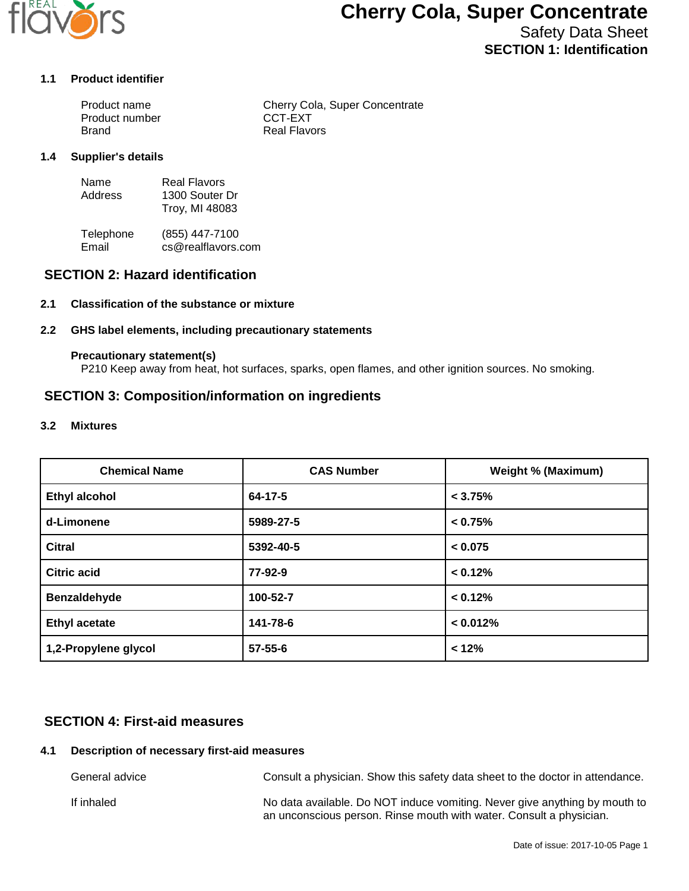# Cherry Cola, Super Concentrate

Safety Data Sheet

## SECTION 1: Identification

### 1.1 Product identifier

| | |
|---|---|
| Product name | Cherry Cola, Super Concentrate |
| Product number | CCT-EXT |
| Brand | Real Flavors |

### 1.4 Supplier's details

| | |
|---|---|
| Name | Real Flavors |
| Address | 1300 Souter Dr<br>Troy, MI 48083 |
| Telephone | (855) 447-7100 |
| Email | cs@realflavors.com |

## SECTION 2: Hazard identification

### 2.1 Classification of the substance or mixture

### 2.2 GHS label elements, including precautionary statements

**Precautionary statement(s)**

P210 Keep away from heat, hot surfaces, sparks, open flames, and other ignition sources. No smoking.

## SECTION 3: Composition/information on ingredients

### 3.2 Mixtures

| Chemical Name | CAS Number | Weight % (Maximum) |
|---|---|---|
| **Ethyl alcohol** | **64-17-5** | **< 3.75%** |
| **d-Limonene** | **5989-27-5** | **< 0.75%** |
| **Citral** | **5392-40-5** | **< 0.075** |
| **Citric acid** | **77-92-9** | **< 0.12%** |
| **Benzaldehyde** | **100-52-7** | **< 0.12%** |
| **Ethyl acetate** | **141-78-6** | **< 0.012%** |
| **1,2-Propylene glycol** | **57-55-6** | **< 12%** |

## SECTION 4: First-aid measures

### 4.1 Description of necessary first-aid measures

| | |
|---|---|
| General advice | Consult a physician. Show this safety data sheet to the doctor in attendance. |
| If inhaled | No data available. Do NOT induce vomiting. Never give anything by mouth to an unconscious person. Rinse mouth with water. Consult a physician. |

Date of issue: 2017-10-05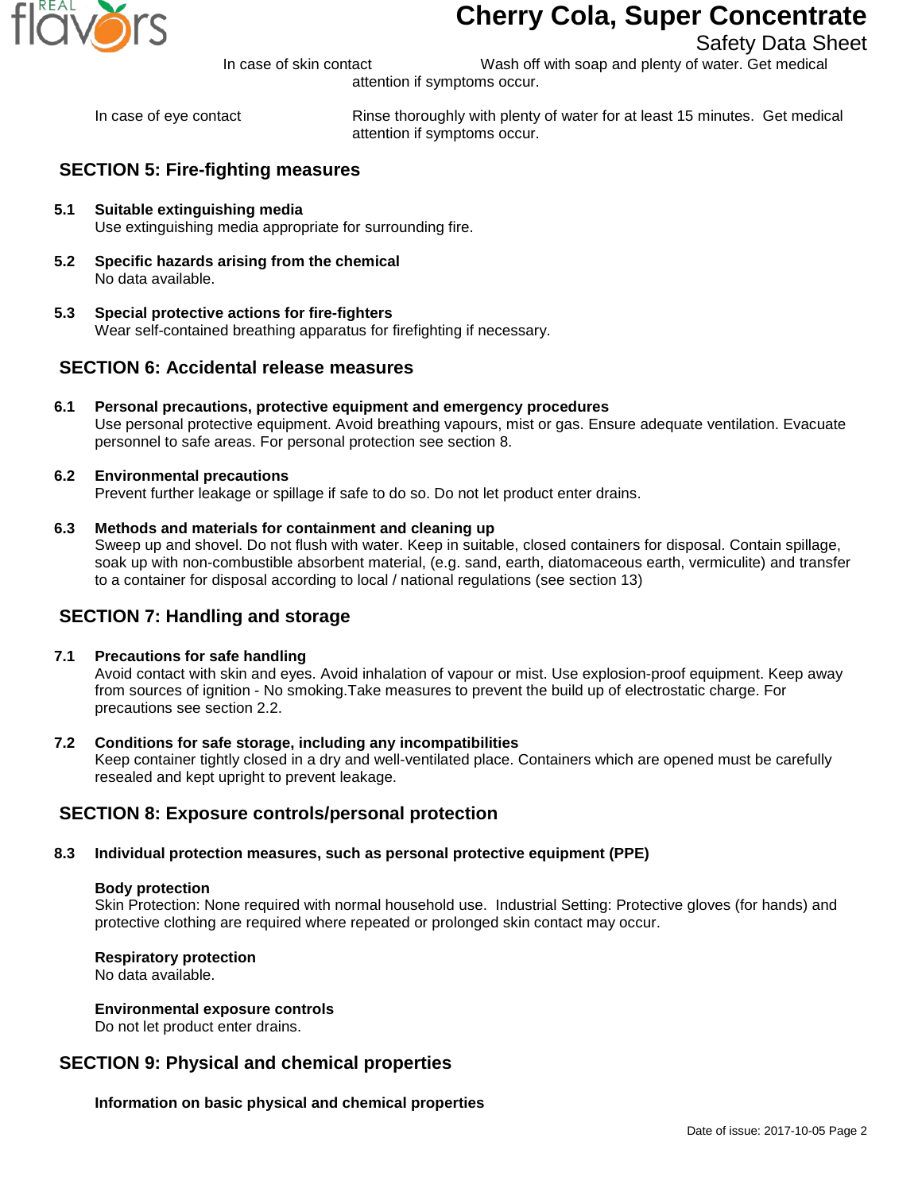In case of skin contact — Wash off with soap and plenty of water. Get medical attention if symptoms occur.

In case of eye contact — Rinse thoroughly with plenty of water for at least 15 minutes. Get medical attention if symptoms occur.

## SECTION 5: Fire-fighting measures

**5.1 Suitable extinguishing media**
Use extinguishing media appropriate for surrounding fire.

**5.2 Specific hazards arising from the chemical**
No data available.

**5.3 Special protective actions for fire-fighters**
Wear self-contained breathing apparatus for firefighting if necessary.

## SECTION 6: Accidental release measures

**6.1 Personal precautions, protective equipment and emergency procedures**
Use personal protective equipment. Avoid breathing vapours, mist or gas. Ensure adequate ventilation. Evacuate personnel to safe areas. For personal protection see section 8.

**6.2 Environmental precautions**
Prevent further leakage or spillage if safe to do so. Do not let product enter drains.

**6.3 Methods and materials for containment and cleaning up**
Sweep up and shovel. Do not flush with water. Keep in suitable, closed containers for disposal. Contain spillage, soak up with non-combustible absorbent material, (e.g. sand, earth, diatomaceous earth, vermiculite) and transfer to a container for disposal according to local / national regulations (see section 13)

## SECTION 7: Handling and storage

**7.1 Precautions for safe handling**
Avoid contact with skin and eyes. Avoid inhalation of vapour or mist. Use explosion-proof equipment. Keep away from sources of ignition - No smoking.Take measures to prevent the build up of electrostatic charge. For precautions see section 2.2.

**7.2 Conditions for safe storage, including any incompatibilities**
Keep container tightly closed in a dry and well-ventilated place. Containers which are opened must be carefully resealed and kept upright to prevent leakage.

## SECTION 8: Exposure controls/personal protection

**8.3 Individual protection measures, such as personal protective equipment (PPE)**

**Body protection**
Skin Protection: None required with normal household use. Industrial Setting: Protective gloves (for hands) and protective clothing are required where repeated or prolonged skin contact may occur.

**Respiratory protection**
No data available.

**Environmental exposure controls**
Do not let product enter drains.

## SECTION 9: Physical and chemical properties

**Information on basic physical and chemical properties**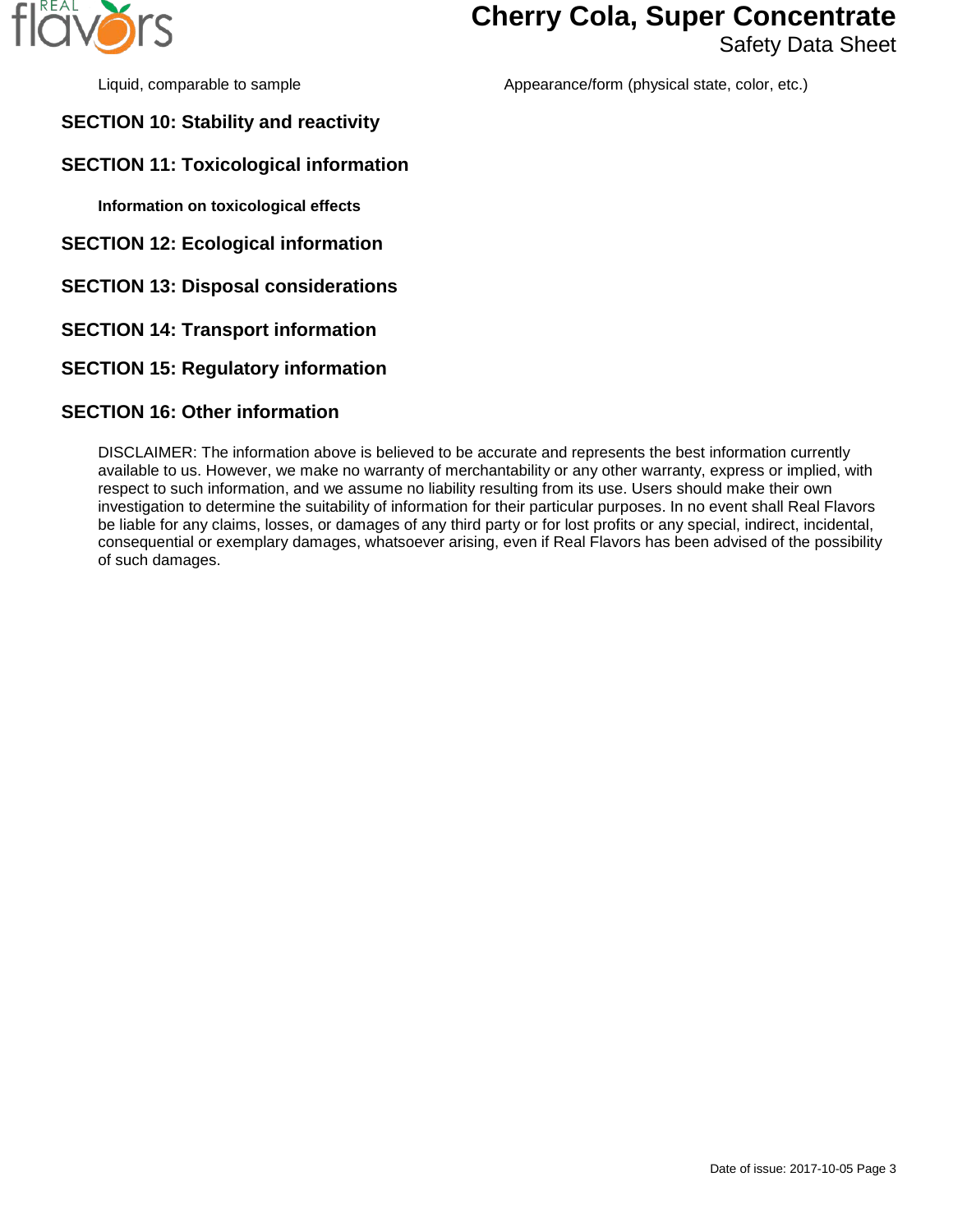| | |
|---|---|
| Liquid, comparable to sample | Appearance/form (physical state, color, etc.) |

## SECTION 10: Stability and reactivity

## SECTION 11: Toxicological information

**Information on toxicological effects**

## SECTION 12: Ecological information

## SECTION 13: Disposal considerations

## SECTION 14: Transport information

## SECTION 15: Regulatory information

## SECTION 16: Other information

DISCLAIMER: The information above is believed to be accurate and represents the best information currently available to us. However, we make no warranty of merchantability or any other warranty, express or implied, with respect to such information, and we assume no liability resulting from its use. Users should make their own investigation to determine the suitability of information for their particular purposes. In no event shall Real Flavors be liable for any claims, losses, or damages of any third party or for lost profits or any special, indirect, incidental, consequential or exemplary damages, whatsoever arising, even if Real Flavors has been advised of the possibility of such damages.